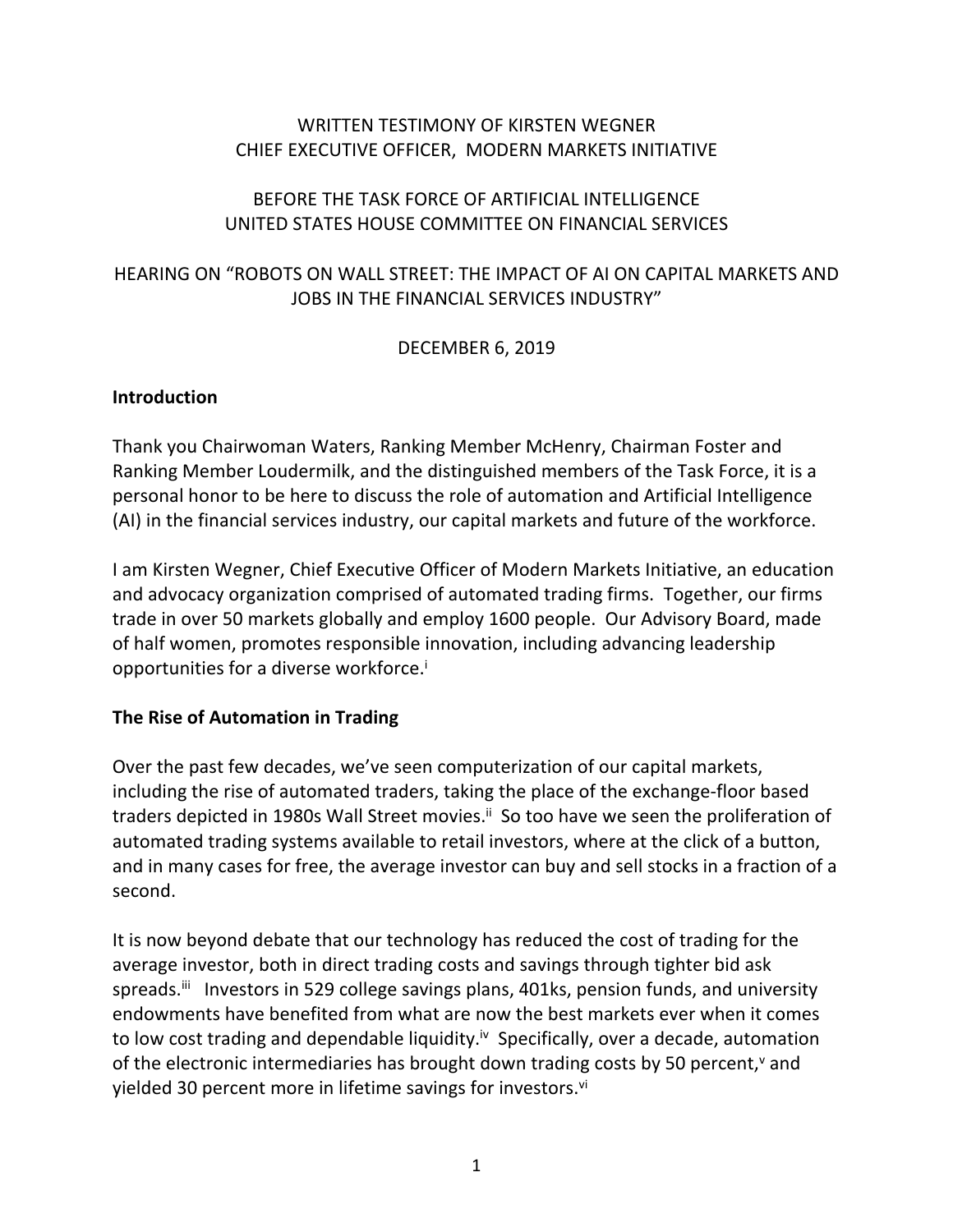WRITTEN TESTIMONY OF KIRSTEN WEGNER
CHIEF EXECUTIVE OFFICER, MODERN MARKETS INITIATIVE

BEFORE THE TASK FORCE OF ARTIFICIAL INTELLIGENCE
UNITED STATES HOUSE COMMITTEE ON FINANCIAL SERVICES

HEARING ON "ROBOTS ON WALL STREET: THE IMPACT OF AI ON CAPITAL MARKETS AND JOBS IN THE FINANCIAL SERVICES INDUSTRY"

DECEMBER 6, 2019

## Introduction

Thank you Chairwoman Waters, Ranking Member McHenry, Chairman Foster and Ranking Member Loudermilk, and the distinguished members of the Task Force, it is a personal honor to be here to discuss the role of automation and Artificial Intelligence (AI) in the financial services industry, our capital markets and future of the workforce.

I am Kirsten Wegner, Chief Executive Officer of Modern Markets Initiative, an education and advocacy organization comprised of automated trading firms. Together, our firms trade in over 50 markets globally and employ 1600 people. Our Advisory Board, made of half women, promotes responsible innovation, including advancing leadership opportunities for a diverse workforce.[i]

## The Rise of Automation in Trading

Over the past few decades, we've seen computerization of our capital markets, including the rise of automated traders, taking the place of the exchange-floor based traders depicted in 1980s Wall Street movies.[ii] So too have we seen the proliferation of automated trading systems available to retail investors, where at the click of a button, and in many cases for free, the average investor can buy and sell stocks in a fraction of a second.

It is now beyond debate that our technology has reduced the cost of trading for the average investor, both in direct trading costs and savings through tighter bid ask spreads.[iii] Investors in 529 college savings plans, 401ks, pension funds, and university endowments have benefited from what are now the best markets ever when it comes to low cost trading and dependable liquidity.[iv] Specifically, over a decade, automation of the electronic intermediaries has brought down trading costs by 50 percent,[v] and yielded 30 percent more in lifetime savings for investors.[vi]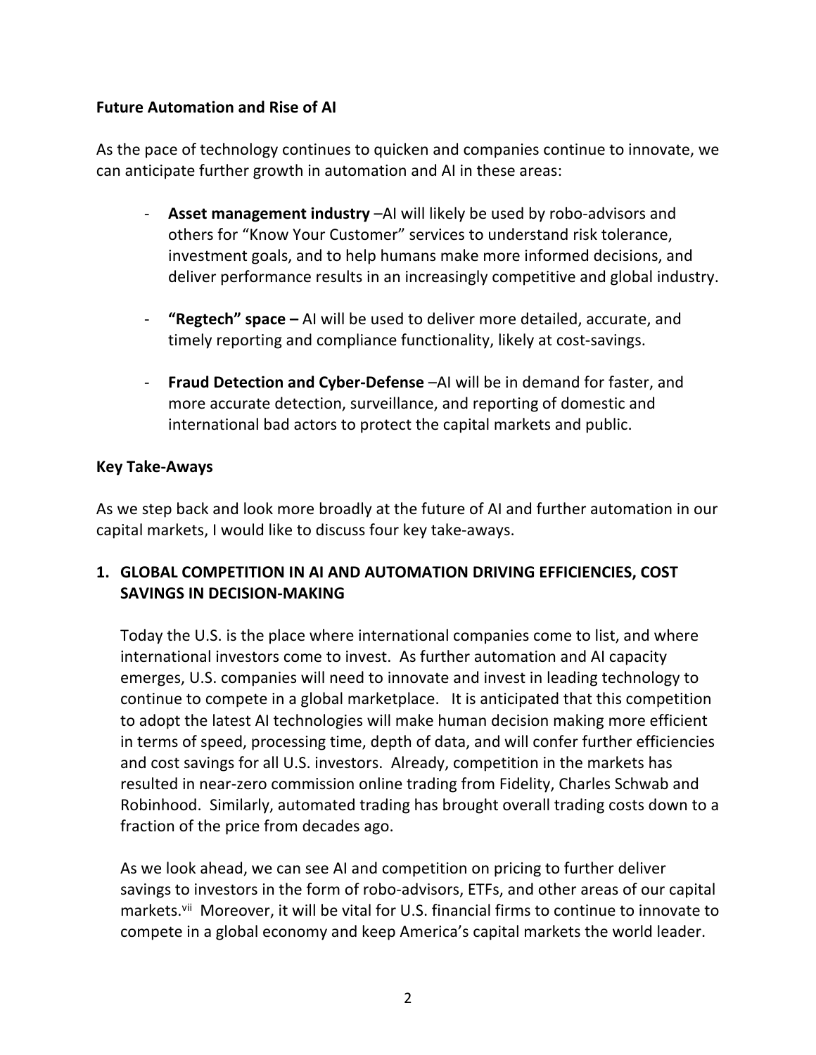**Future Automation and Rise of AI**

As the pace of technology continues to quicken and companies continue to innovate, we can anticipate further growth in automation and AI in these areas:

- **Asset management industry** –AI will likely be used by robo-advisors and others for "Know Your Customer" services to understand risk tolerance, investment goals, and to help humans make more informed decisions, and deliver performance results in an increasingly competitive and global industry.

- **"Regtech" space –** AI will be used to deliver more detailed, accurate, and timely reporting and compliance functionality, likely at cost-savings.

- **Fraud Detection and Cyber-Defense** –AI will be in demand for faster, and more accurate detection, surveillance, and reporting of domestic and international bad actors to protect the capital markets and public.

**Key Take-Aways**

As we step back and look more broadly at the future of AI and further automation in our capital markets, I would like to discuss four key take-aways.

**1. GLOBAL COMPETITION IN AI AND AUTOMATION DRIVING EFFICIENCIES, COST SAVINGS IN DECISION-MAKING**

Today the U.S. is the place where international companies come to list, and where international investors come to invest. As further automation and AI capacity emerges, U.S. companies will need to innovate and invest in leading technology to continue to compete in a global marketplace. It is anticipated that this competition to adopt the latest AI technologies will make human decision making more efficient in terms of speed, processing time, depth of data, and will confer further efficiencies and cost savings for all U.S. investors. Already, competition in the markets has resulted in near-zero commission online trading from Fidelity, Charles Schwab and Robinhood. Similarly, automated trading has brought overall trading costs down to a fraction of the price from decades ago.

As we look ahead, we can see AI and competition on pricing to further deliver savings to investors in the form of robo-advisors, ETFs, and other areas of our capital markets.[vii] Moreover, it will be vital for U.S. financial firms to continue to innovate to compete in a global economy and keep America's capital markets the world leader.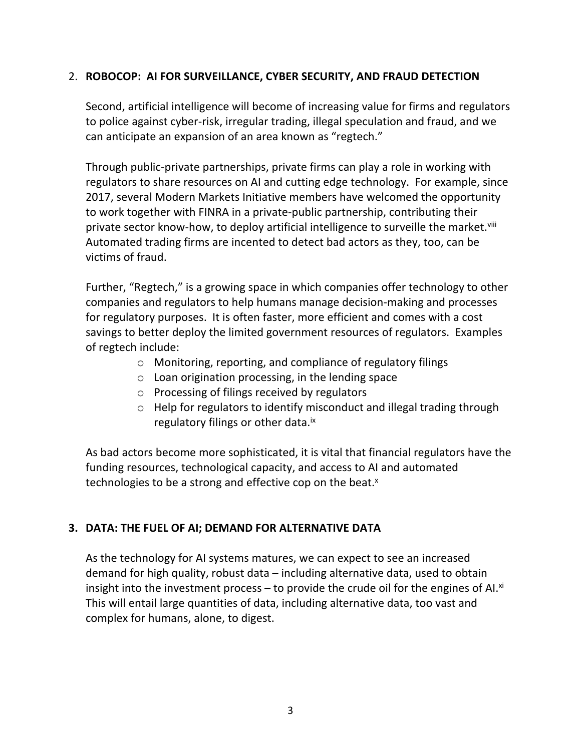## 2. **ROBOCOP: AI FOR SURVEILLANCE, CYBER SECURITY, AND FRAUD DETECTION**

Second, artificial intelligence will become of increasing value for firms and regulators to police against cyber-risk, irregular trading, illegal speculation and fraud, and we can anticipate an expansion of an area known as "regtech."

Through public-private partnerships, private firms can play a role in working with regulators to share resources on AI and cutting edge technology. For example, since 2017, several Modern Markets Initiative members have welcomed the opportunity to work together with FINRA in a private-public partnership, contributing their private sector know-how, to deploy artificial intelligence to surveille the market.[viii] Automated trading firms are incented to detect bad actors as they, too, can be victims of fraud.

Further, "Regtech," is a growing space in which companies offer technology to other companies and regulators to help humans manage decision-making and processes for regulatory purposes. It is often faster, more efficient and comes with a cost savings to better deploy the limited government resources of regulators. Examples of regtech include:

- Monitoring, reporting, and compliance of regulatory filings
- Loan origination processing, in the lending space
- Processing of filings received by regulators
- Help for regulators to identify misconduct and illegal trading through regulatory filings or other data.[ix]

As bad actors become more sophisticated, it is vital that financial regulators have the funding resources, technological capacity, and access to AI and automated technologies to be a strong and effective cop on the beat.[x]

## 3. **DATA: THE FUEL OF AI; DEMAND FOR ALTERNATIVE DATA**

As the technology for AI systems matures, we can expect to see an increased demand for high quality, robust data – including alternative data, used to obtain insight into the investment process – to provide the crude oil for the engines of AI.[xi] This will entail large quantities of data, including alternative data, too vast and complex for humans, alone, to digest.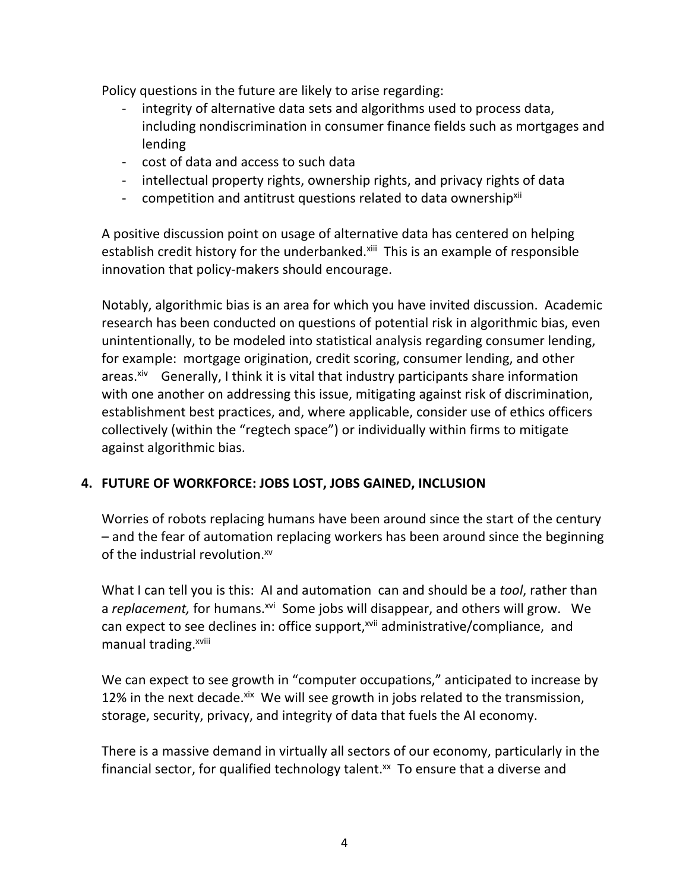Policy questions in the future are likely to arise regarding:

- integrity of alternative data sets and algorithms used to process data, including nondiscrimination in consumer finance fields such as mortgages and lending
- cost of data and access to such data
- intellectual property rights, ownership rights, and privacy rights of data
- competition and antitrust questions related to data ownership[xii]

A positive discussion point on usage of alternative data has centered on helping establish credit history for the underbanked.[xiii] This is an example of responsible innovation that policy-makers should encourage.

Notably, algorithmic bias is an area for which you have invited discussion. Academic research has been conducted on questions of potential risk in algorithmic bias, even unintentionally, to be modeled into statistical analysis regarding consumer lending, for example: mortgage origination, credit scoring, consumer lending, and other areas.[xiv] Generally, I think it is vital that industry participants share information with one another on addressing this issue, mitigating against risk of discrimination, establishment best practices, and, where applicable, consider use of ethics officers collectively (within the "regtech space") or individually within firms to mitigate against algorithmic bias.

## 4. FUTURE OF WORKFORCE: JOBS LOST, JOBS GAINED, INCLUSION

Worries of robots replacing humans have been around since the start of the century – and the fear of automation replacing workers has been around since the beginning of the industrial revolution.[xv]

What I can tell you is this: AI and automation can and should be a *tool*, rather than a *replacement,* for humans.[xvi] Some jobs will disappear, and others will grow. We can expect to see declines in: office support,[xvii] administrative/compliance, and manual trading.[xviii]

We can expect to see growth in "computer occupations," anticipated to increase by 12% in the next decade.[xix] We will see growth in jobs related to the transmission, storage, security, privacy, and integrity of data that fuels the AI economy.

There is a massive demand in virtually all sectors of our economy, particularly in the financial sector, for qualified technology talent.[xx] To ensure that a diverse and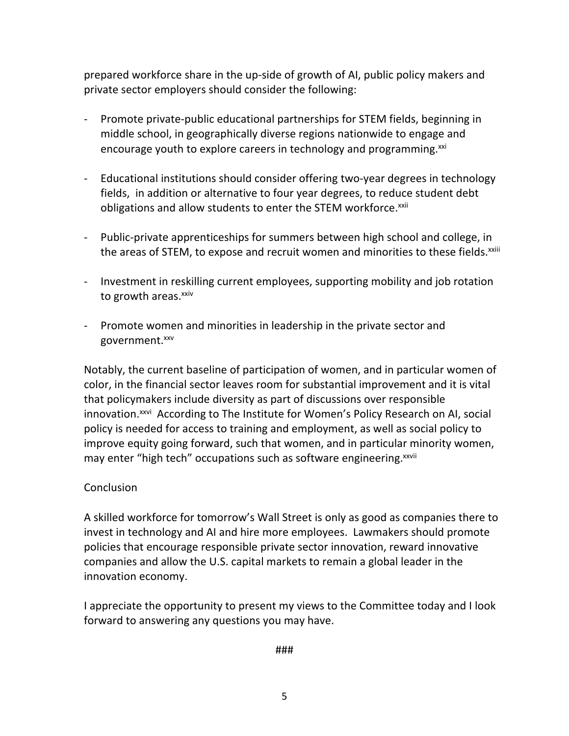prepared workforce share in the up-side of growth of AI, public policy makers and private sector employers should consider the following:

- Promote private-public educational partnerships for STEM fields, beginning in middle school, in geographically diverse regions nationwide to engage and encourage youth to explore careers in technology and programming.[xxi]

- Educational institutions should consider offering two-year degrees in technology fields, in addition or alternative to four year degrees, to reduce student debt obligations and allow students to enter the STEM workforce.[xxii]

- Public-private apprenticeships for summers between high school and college, in the areas of STEM, to expose and recruit women and minorities to these fields.[xxiii]

- Investment in reskilling current employees, supporting mobility and job rotation to growth areas.[xxiv]

- Promote women and minorities in leadership in the private sector and government.[xxv]

Notably, the current baseline of participation of women, and in particular women of color, in the financial sector leaves room for substantial improvement and it is vital that policymakers include diversity as part of discussions over responsible innovation.[xxvi] According to The Institute for Women's Policy Research on AI, social policy is needed for access to training and employment, as well as social policy to improve equity going forward, such that women, and in particular minority women, may enter "high tech" occupations such as software engineering.[xxvii]

Conclusion

A skilled workforce for tomorrow's Wall Street is only as good as companies there to invest in technology and AI and hire more employees. Lawmakers should promote policies that encourage responsible private sector innovation, reward innovative companies and allow the U.S. capital markets to remain a global leader in the innovation economy.

I appreciate the opportunity to present my views to the Committee today and I look forward to answering any questions you may have.

###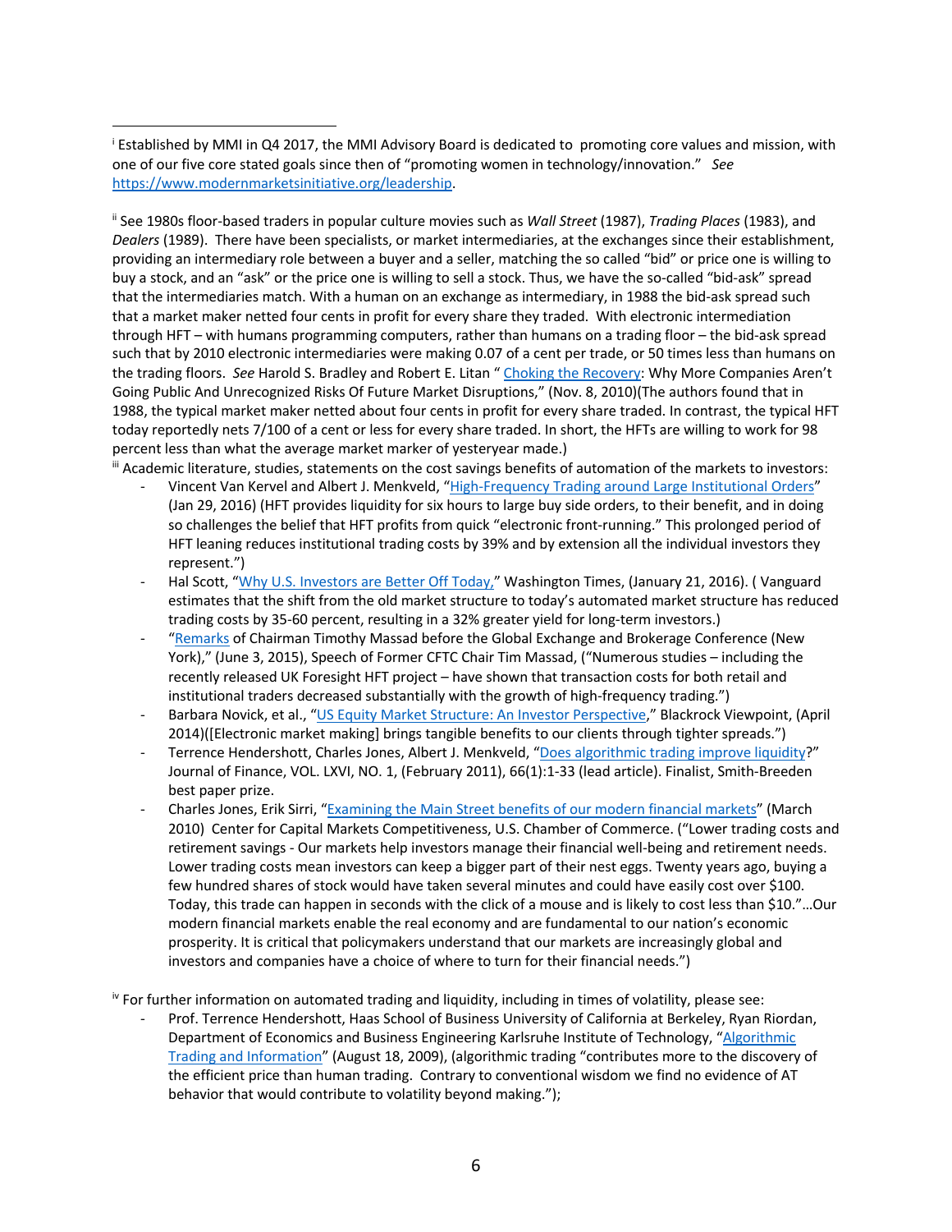[i] Established by MMI in Q4 2017, the MMI Advisory Board is dedicated to promoting core values and mission, with one of our five core stated goals since then of "promoting women in technology/innovation." *See* https://www.modernmarketsinitiative.org/leadership.

[ii] See 1980s floor-based traders in popular culture movies such as *Wall Street* (1987), *Trading Places* (1983), and *Dealers* (1989). There have been specialists, or market intermediaries, at the exchanges since their establishment, providing an intermediary role between a buyer and a seller, matching the so called "bid" or price one is willing to buy a stock, and an "ask" or the price one is willing to sell a stock. Thus, we have the so-called "bid-ask" spread that the intermediaries match. With a human on an exchange as intermediary, in 1988 the bid-ask spread such that a market maker netted four cents in profit for every share they traded. With electronic intermediation through HFT – with humans programming computers, rather than humans on a trading floor – the bid-ask spread such that by 2010 electronic intermediaries were making 0.07 of a cent per trade, or 50 times less than humans on the trading floors. *See* Harold S. Bradley and Robert E. Litan " Choking the Recovery: Why More Companies Aren't Going Public And Unrecognized Risks Of Future Market Disruptions," (Nov. 8, 2010)(The authors found that in 1988, the typical market maker netted about four cents in profit for every share traded. In contrast, the typical HFT today reportedly nets 7/100 of a cent or less for every share traded. In short, the HFTs are willing to work for 98 percent less than what the average market marker of yesteryear made.)

[iii] Academic literature, studies, statements on the cost savings benefits of automation of the markets to investors:

- Vincent Van Kervel and Albert J. Menkveld, "High-Frequency Trading around Large Institutional Orders" (Jan 29, 2016) (HFT provides liquidity for six hours to large buy side orders, to their benefit, and in doing so challenges the belief that HFT profits from quick "electronic front-running." This prolonged period of HFT leaning reduces institutional trading costs by 39% and by extension all the individual investors they represent.")
- Hal Scott, "Why U.S. Investors are Better Off Today," Washington Times, (January 21, 2016). ( Vanguard estimates that the shift from the old market structure to today's automated market structure has reduced trading costs by 35-60 percent, resulting in a 32% greater yield for long-term investors.)
- "Remarks of Chairman Timothy Massad before the Global Exchange and Brokerage Conference (New York)," (June 3, 2015), Speech of Former CFTC Chair Tim Massad, ("Numerous studies – including the recently released UK Foresight HFT project – have shown that transaction costs for both retail and institutional traders decreased substantially with the growth of high-frequency trading.")
- Barbara Novick, et al., "US Equity Market Structure: An Investor Perspective," Blackrock Viewpoint, (April 2014)([Electronic market making] brings tangible benefits to our clients through tighter spreads.")
- Terrence Hendershott, Charles Jones, Albert J. Menkveld, "Does algorithmic trading improve liquidity?" Journal of Finance, VOL. LXVI, NO. 1, (February 2011), 66(1):1-33 (lead article). Finalist, Smith-Breeden best paper prize.
- Charles Jones, Erik Sirri, "Examining the Main Street benefits of our modern financial markets" (March 2010) Center for Capital Markets Competitiveness, U.S. Chamber of Commerce. ("Lower trading costs and retirement savings - Our markets help investors manage their financial well-being and retirement needs. Lower trading costs mean investors can keep a bigger part of their nest eggs. Twenty years ago, buying a few hundred shares of stock would have taken several minutes and could have easily cost over $100. Today, this trade can happen in seconds with the click of a mouse and is likely to cost less than $10."…Our modern financial markets enable the real economy and are fundamental to our nation's economic prosperity. It is critical that policymakers understand that our markets are increasingly global and investors and companies have a choice of where to turn for their financial needs.")

[iv] For further information on automated trading and liquidity, including in times of volatility, please see:

- Prof. Terrence Hendershott, Haas School of Business University of California at Berkeley, Ryan Riordan, Department of Economics and Business Engineering Karlsruhe Institute of Technology, "Algorithmic Trading and Information" (August 18, 2009), (algorithmic trading "contributes more to the discovery of the efficient price than human trading. Contrary to conventional wisdom we find no evidence of AT behavior that would contribute to volatility beyond making.");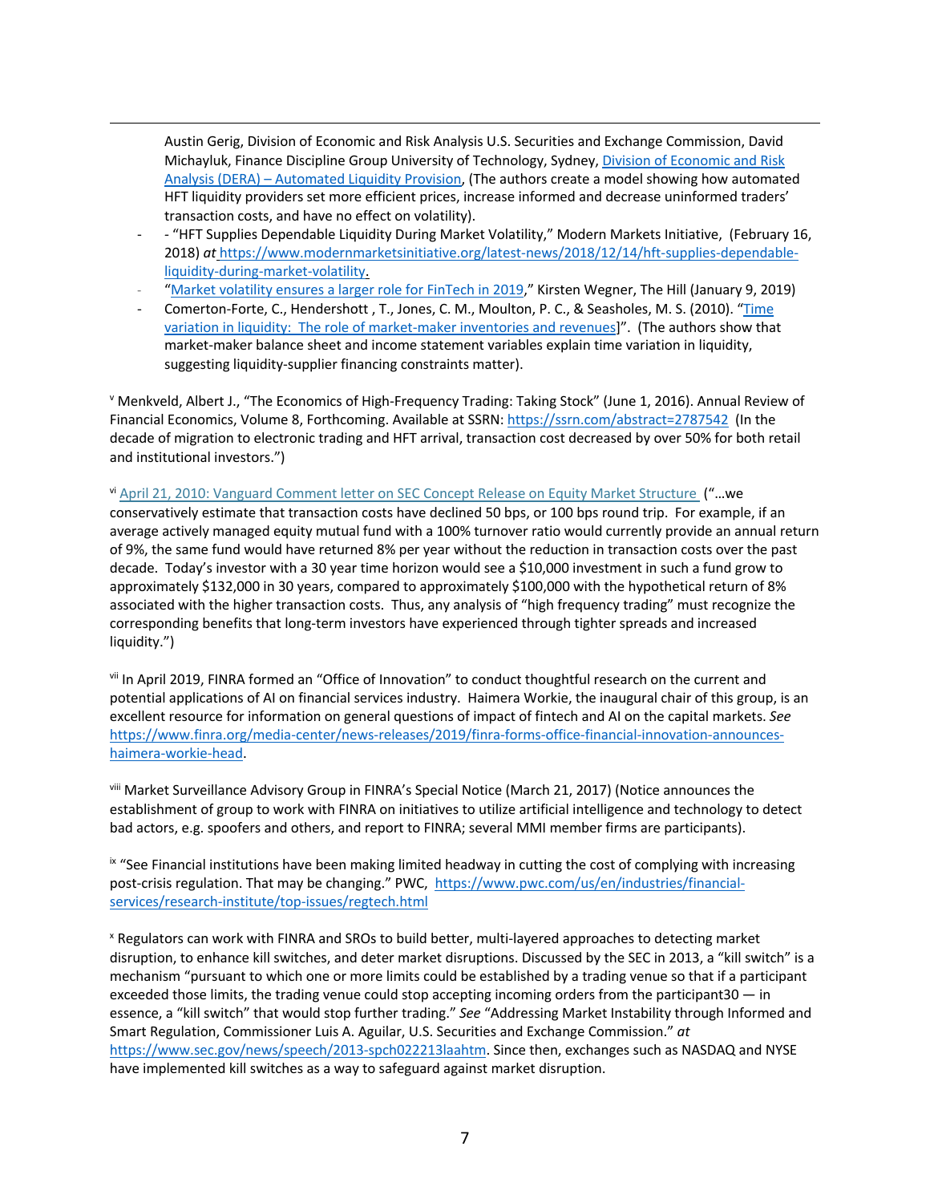Austin Gerig, Division of Economic and Risk Analysis U.S. Securities and Exchange Commission, David Michayluk, Finance Discipline Group University of Technology, Sydney, Division of Economic and Risk Analysis (DERA) – Automated Liquidity Provision, (The authors create a model showing how automated HFT liquidity providers set more efficient prices, increase informed and decrease uninformed traders' transaction costs, and have no effect on volatility).

- - "HFT Supplies Dependable Liquidity During Market Volatility," Modern Markets Initiative, (February 16, 2018) *at* https://www.modernmarketsinitiative.org/latest-news/2018/12/14/hft-supplies-dependable-liquidity-during-market-volatility.
- "Market volatility ensures a larger role for FinTech in 2019," Kirsten Wegner, The Hill (January 9, 2019)
- Comerton-Forte, C., Hendershott , T., Jones, C. M., Moulton, P. C., & Seasholes, M. S. (2010). "Time variation in liquidity: The role of market-maker inventories and revenues]". (The authors show that market-maker balance sheet and income statement variables explain time variation in liquidity, suggesting liquidity-supplier financing constraints matter).

[v] Menkveld, Albert J., "The Economics of High-Frequency Trading: Taking Stock" (June 1, 2016). Annual Review of Financial Economics, Volume 8, Forthcoming. Available at SSRN: https://ssrn.com/abstract=2787542 (In the decade of migration to electronic trading and HFT arrival, transaction cost decreased by over 50% for both retail and institutional investors.")

[vi] April 21, 2010: Vanguard Comment letter on SEC Concept Release on Equity Market Structure ("…we conservatively estimate that transaction costs have declined 50 bps, or 100 bps round trip. For example, if an average actively managed equity mutual fund with a 100% turnover ratio would currently provide an annual return of 9%, the same fund would have returned 8% per year without the reduction in transaction costs over the past decade. Today's investor with a 30 year time horizon would see a $10,000 investment in such a fund grow to approximately $132,000 in 30 years, compared to approximately $100,000 with the hypothetical return of 8% associated with the higher transaction costs. Thus, any analysis of "high frequency trading" must recognize the corresponding benefits that long-term investors have experienced through tighter spreads and increased liquidity.")

[vii] In April 2019, FINRA formed an "Office of Innovation" to conduct thoughtful research on the current and potential applications of AI on financial services industry. Haimera Workie, the inaugural chair of this group, is an excellent resource for information on general questions of impact of fintech and AI on the capital markets. *See* https://www.finra.org/media-center/news-releases/2019/finra-forms-office-financial-innovation-announces-haimera-workie-head.

[viii] Market Surveillance Advisory Group in FINRA's Special Notice (March 21, 2017) (Notice announces the establishment of group to work with FINRA on initiatives to utilize artificial intelligence and technology to detect bad actors, e.g. spoofers and others, and report to FINRA; several MMI member firms are participants).

[ix] "See Financial institutions have been making limited headway in cutting the cost of complying with increasing post-crisis regulation. That may be changing." PWC, https://www.pwc.com/us/en/industries/financial-services/research-institute/top-issues/regtech.html

[x] Regulators can work with FINRA and SROs to build better, multi-layered approaches to detecting market disruption, to enhance kill switches, and deter market disruptions. Discussed by the SEC in 2013, a "kill switch" is a mechanism "pursuant to which one or more limits could be established by a trading venue so that if a participant exceeded those limits, the trading venue could stop accepting incoming orders from the participant30 — in essence, a "kill switch" that would stop further trading." *See* "Addressing Market Instability through Informed and Smart Regulation, Commissioner Luis A. Aguilar, U.S. Securities and Exchange Commission." *at* https://www.sec.gov/news/speech/2013-spch022213laahtm. Since then, exchanges such as NASDAQ and NYSE have implemented kill switches as a way to safeguard against market disruption.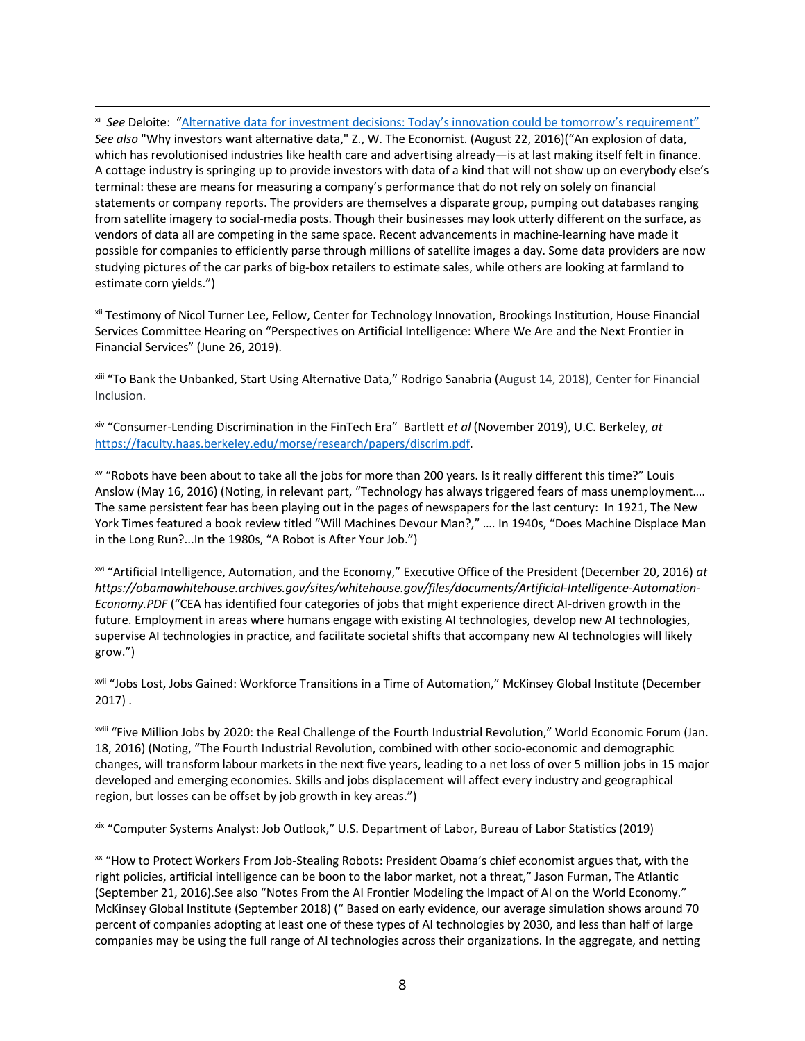[xi] *See* Deloitte: "[Alternative data for investment decisions: Today's innovation could be tomorrow's requirement"](#) *See also* "Why investors want alternative data," Z., W. The Economist. (August 22, 2016)("An explosion of data, which has revolutionised industries like health care and advertising already—is at last making itself felt in finance. A cottage industry is springing up to provide investors with data of a kind that will not show up on everybody else's terminal: these are means for measuring a company's performance that do not rely on solely on financial statements or company reports. The providers are themselves a disparate group, pumping out databases ranging from satellite imagery to social-media posts. Though their businesses may look utterly different on the surface, as vendors of data all are competing in the same space. Recent advancements in machine-learning have made it possible for companies to efficiently parse through millions of satellite images a day. Some data providers are now studying pictures of the car parks of big-box retailers to estimate sales, while others are looking at farmland to estimate corn yields.")

[xii] Testimony of Nicol Turner Lee, Fellow, Center for Technology Innovation, Brookings Institution, House Financial Services Committee Hearing on "Perspectives on Artificial Intelligence: Where We Are and the Next Frontier in Financial Services" (June 26, 2019).

[xiii] "To Bank the Unbanked, Start Using Alternative Data," Rodrigo Sanabria (August 14, 2018), Center for Financial Inclusion.

[xiv] "Consumer-Lending Discrimination in the FinTech Era" Bartlett *et al* (November 2019), U.C. Berkeley, *at* https://faculty.haas.berkeley.edu/morse/research/papers/discrim.pdf.

[xv] "Robots have been about to take all the jobs for more than 200 years. Is it really different this time?" Louis Anslow (May 16, 2016) (Noting, in relevant part, "Technology has always triggered fears of mass unemployment…. The same persistent fear has been playing out in the pages of newspapers for the last century: In 1921, The New York Times featured a book review titled "Will Machines Devour Man?," …. In 1940s, "Does Machine Displace Man in the Long Run?...In the 1980s, "A Robot is After Your Job.")

[xvi] "Artificial Intelligence, Automation, and the Economy," Executive Office of the President (December 20, 2016) *at https://obamawhitehouse.archives.gov/sites/whitehouse.gov/files/documents/Artificial-Intelligence-Automation-Economy.PDF* ("CEA has identified four categories of jobs that might experience direct AI-driven growth in the future. Employment in areas where humans engage with existing AI technologies, develop new AI technologies, supervise AI technologies in practice, and facilitate societal shifts that accompany new AI technologies will likely grow.")

[xvii] "Jobs Lost, Jobs Gained: Workforce Transitions in a Time of Automation," McKinsey Global Institute (December 2017) .

[xviii] "Five Million Jobs by 2020: the Real Challenge of the Fourth Industrial Revolution," World Economic Forum (Jan. 18, 2016) (Noting, "The Fourth Industrial Revolution, combined with other socio-economic and demographic changes, will transform labour markets in the next five years, leading to a net loss of over 5 million jobs in 15 major developed and emerging economies. Skills and jobs displacement will affect every industry and geographical region, but losses can be offset by job growth in key areas.")

[xix] "Computer Systems Analyst: Job Outlook," U.S. Department of Labor, Bureau of Labor Statistics (2019)

[xx] "How to Protect Workers From Job-Stealing Robots: President Obama's chief economist argues that, with the right policies, artificial intelligence can be boon to the labor market, not a threat," Jason Furman, The Atlantic (September 21, 2016).See also "Notes From the AI Frontier Modeling the Impact of AI on the World Economy." McKinsey Global Institute (September 2018) (" Based on early evidence, our average simulation shows around 70 percent of companies adopting at least one of these types of AI technologies by 2030, and less than half of large companies may be using the full range of AI technologies across their organizations. In the aggregate, and netting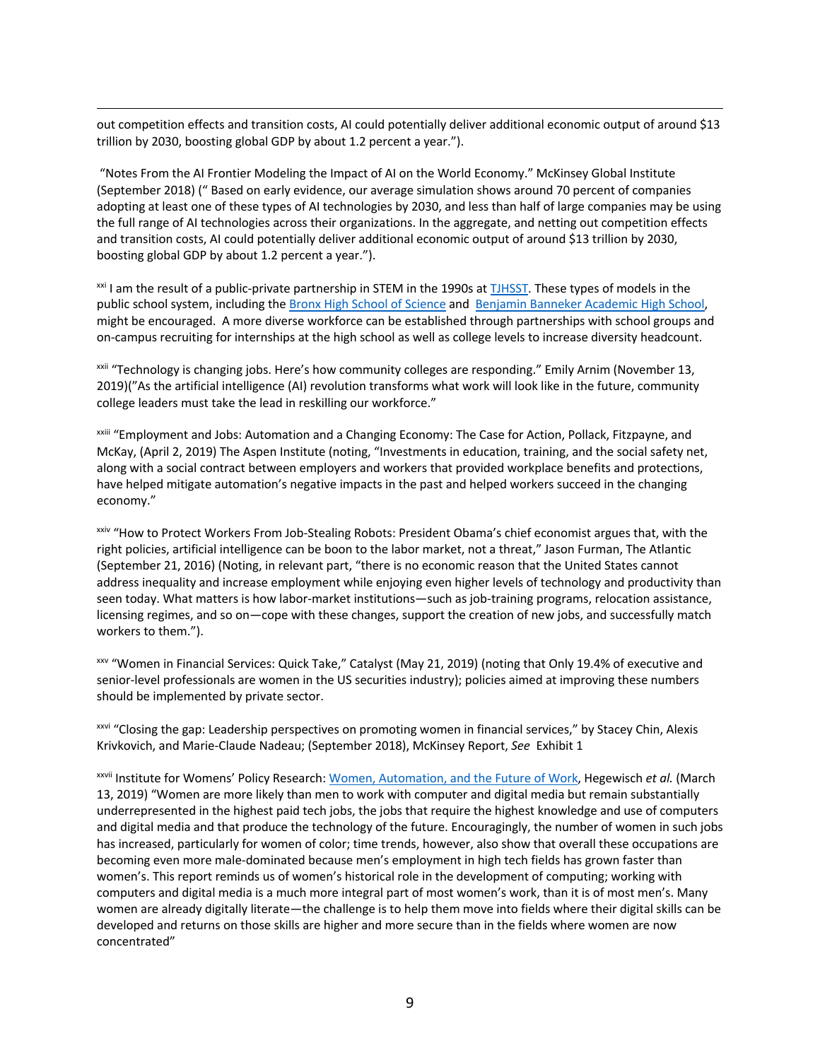out competition effects and transition costs, AI could potentially deliver additional economic output of around $13 trillion by 2030, boosting global GDP by about 1.2 percent a year.").

"Notes From the AI Frontier Modeling the Impact of AI on the World Economy." McKinsey Global Institute (September 2018) (" Based on early evidence, our average simulation shows around 70 percent of companies adopting at least one of these types of AI technologies by 2030, and less than half of large companies may be using the full range of AI technologies across their organizations. In the aggregate, and netting out competition effects and transition costs, AI could potentially deliver additional economic output of around $13 trillion by 2030, boosting global GDP by about 1.2 percent a year.").

[xxi] I am the result of a public-private partnership in STEM in the 1990s at TJHSST. These types of models in the public school system, including the Bronx High School of Science and Benjamin Banneker Academic High School, might be encouraged. A more diverse workforce can be established through partnerships with school groups and on-campus recruiting for internships at the high school as well as college levels to increase diversity headcount.

[xxii] "Technology is changing jobs. Here's how community colleges are responding." Emily Arnim (November 13, 2019)("As the artificial intelligence (AI) revolution transforms what work will look like in the future, community college leaders must take the lead in reskilling our workforce."

[xxiii] "Employment and Jobs: Automation and a Changing Economy: The Case for Action, Pollack, Fitzpayne, and McKay, (April 2, 2019) The Aspen Institute (noting, "Investments in education, training, and the social safety net, along with a social contract between employers and workers that provided workplace benefits and protections, have helped mitigate automation's negative impacts in the past and helped workers succeed in the changing economy."

[xxiv] "How to Protect Workers From Job-Stealing Robots: President Obama's chief economist argues that, with the right policies, artificial intelligence can be boon to the labor market, not a threat," Jason Furman, The Atlantic (September 21, 2016) (Noting, in relevant part, "there is no economic reason that the United States cannot address inequality and increase employment while enjoying even higher levels of technology and productivity than seen today. What matters is how labor-market institutions—such as job-training programs, relocation assistance, licensing regimes, and so on—cope with these changes, support the creation of new jobs, and successfully match workers to them.").

[xxv] "Women in Financial Services: Quick Take," Catalyst (May 21, 2019) (noting that Only 19.4% of executive and senior-level professionals are women in the US securities industry); policies aimed at improving these numbers should be implemented by private sector.

[xxvi] "Closing the gap: Leadership perspectives on promoting women in financial services," by Stacey Chin, Alexis Krivkovich, and Marie-Claude Nadeau; (September 2018), McKinsey Report, *See* Exhibit 1

[xxvii] Institute for Womens' Policy Research: Women, Automation, and the Future of Work, Hegewisch *et al.* (March 13, 2019) "Women are more likely than men to work with computer and digital media but remain substantially underrepresented in the highest paid tech jobs, the jobs that require the highest knowledge and use of computers and digital media and that produce the technology of the future. Encouragingly, the number of women in such jobs has increased, particularly for women of color; time trends, however, also show that overall these occupations are becoming even more male-dominated because men's employment in high tech fields has grown faster than women's. This report reminds us of women's historical role in the development of computing; working with computers and digital media is a much more integral part of most women's work, than it is of most men's. Many women are already digitally literate—the challenge is to help them move into fields where their digital skills can be developed and returns on those skills are higher and more secure than in the fields where women are now concentrated"